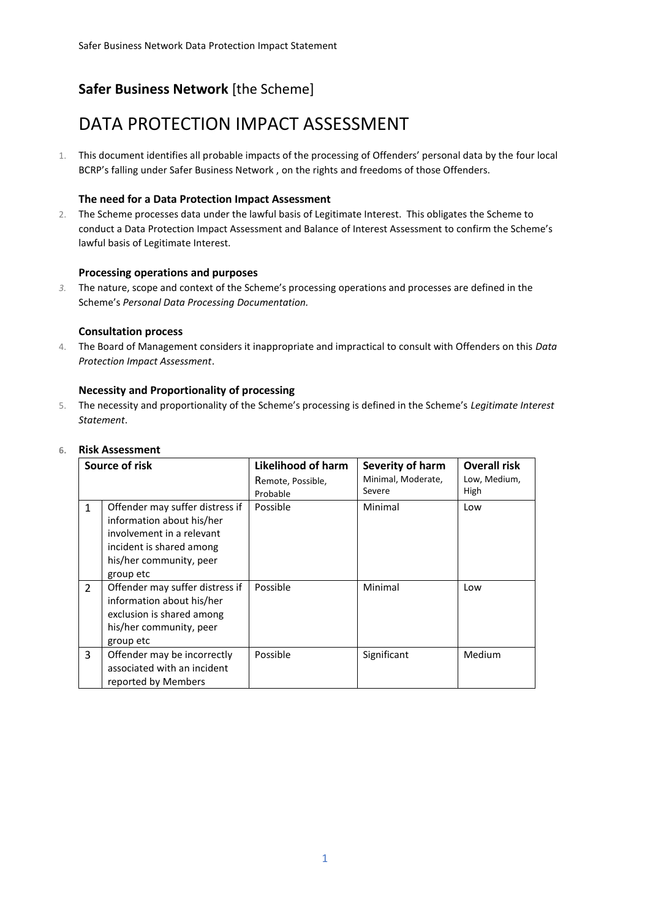# **Safer Business Network** [the Scheme]

## DATA PROTECTION IMPACT ASSESSMENT

1. This document identifies all probable impacts of the processing of Offenders' personal data by the four local BCRP's falling under Safer Business Network , on the rights and freedoms of those Offenders.

### The need for a Data Protection Impact Assessment

2. The Scheme processes data under the lawful basis of Legitimate Interest. This obligates the Scheme to conduct a Data Protection Impact Assessment and Balance of Interest Assessment to confirm the Scheme's lawful basis of Legitimate Interest.

### Processing operations and purposes

3. The nature, scope and context of the Scheme's processing operations and processes are defined in the Scheme's *Personal Data Processing Documentation.*

### Consultation process

4. The Board of Management considers it inappropriate and impractical to consult with Offenders on this *Data Protection Impact Assessment*.

### Necessity and Proportionality of processing

5. The necessity and proportionality of the Scheme's processing is defined in the Scheme's *Legitimate Interest Statement*.

6. **Risk Assessment**

| Source of risk | | Likelihood of harm<br>Remote, Possible, Probable | Severity of harm<br>Minimal, Moderate, Severe | Overall risk<br>Low, Medium, High |
|---|---|---|---|---|
| 1 | Offender may suffer distress if information about his/her involvement in a relevant incident is shared among his/her community, peer group etc | Possible | Minimal | Low |
| 2 | Offender may suffer distress if information about his/her exclusion is shared among his/her community, peer group etc | Possible | Minimal | Low |
| 3 | Offender may be incorrectly associated with an incident reported by Members | Possible | Significant | Medium |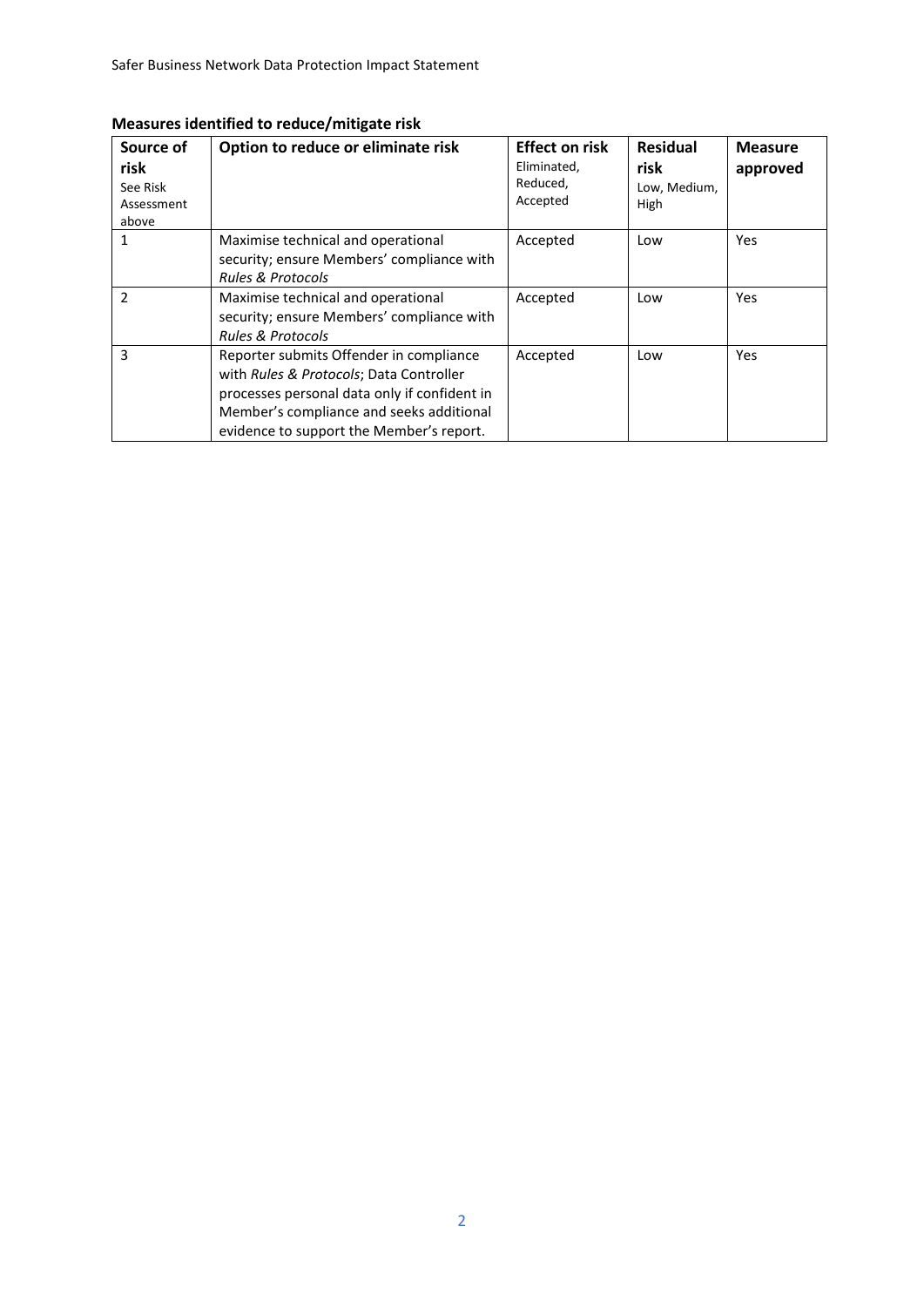**Measures identified to reduce/mitigate risk**

| **Source of risk** See Risk Assessment above | **Option to reduce or eliminate risk** | **Effect on risk** Eliminated, Reduced, Accepted | **Residual risk** Low, Medium, High | **Measure approved** |
|---|---|---|---|---|
| 1 | Maximise technical and operational security; ensure Members' compliance with *Rules & Protocols* | Accepted | Low | Yes |
| 2 | Maximise technical and operational security; ensure Members' compliance with *Rules & Protocols* | Accepted | Low | Yes |
| 3 | Reporter submits Offender in compliance with *Rules & Protocols*; Data Controller processes personal data only if confident in Member's compliance and seeks additional evidence to support the Member's report. | Accepted | Low | Yes |